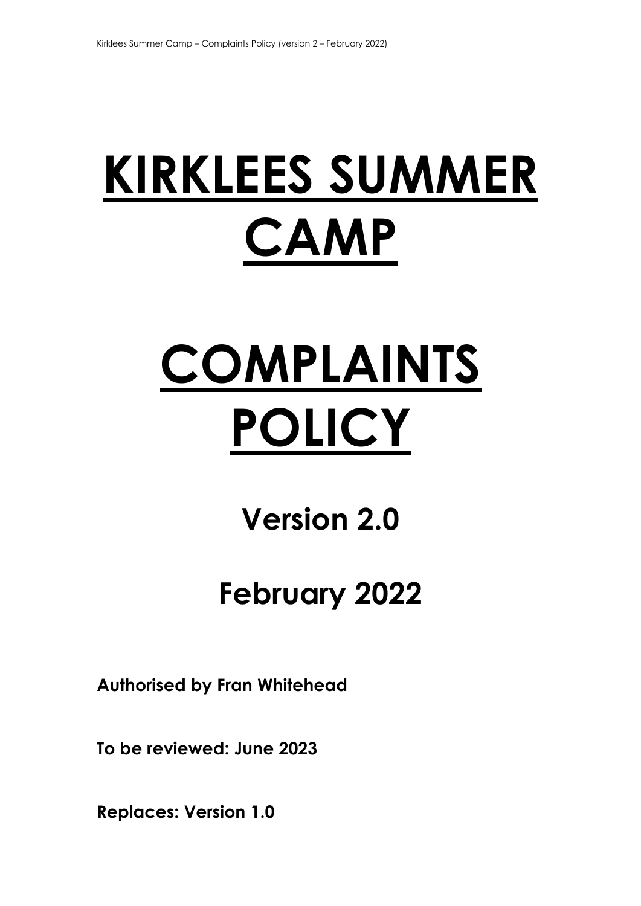# KIRKLEES SUMMER CAMP

# COMPLAINTS POLICY

## Version 2.0

## February 2022

**Authorised by Fran Whitehead**

**To be reviewed: June 2023**

**Replaces: Version 1.0**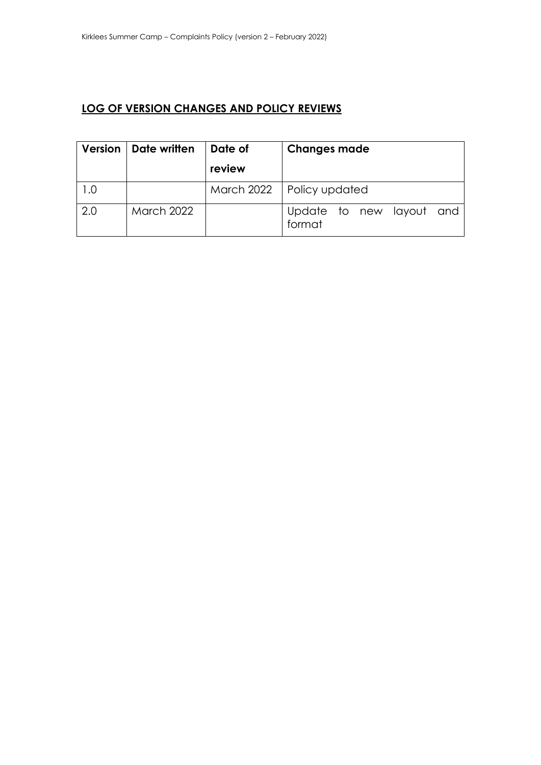## LOG OF VERSION CHANGES AND POLICY REVIEWS

| Version | Date written | Date of review | Changes made |
| --- | --- | --- | --- |
| 1.0 | | March 2022 | Policy updated |
| 2.0 | March 2022 | | Update to new layout and format |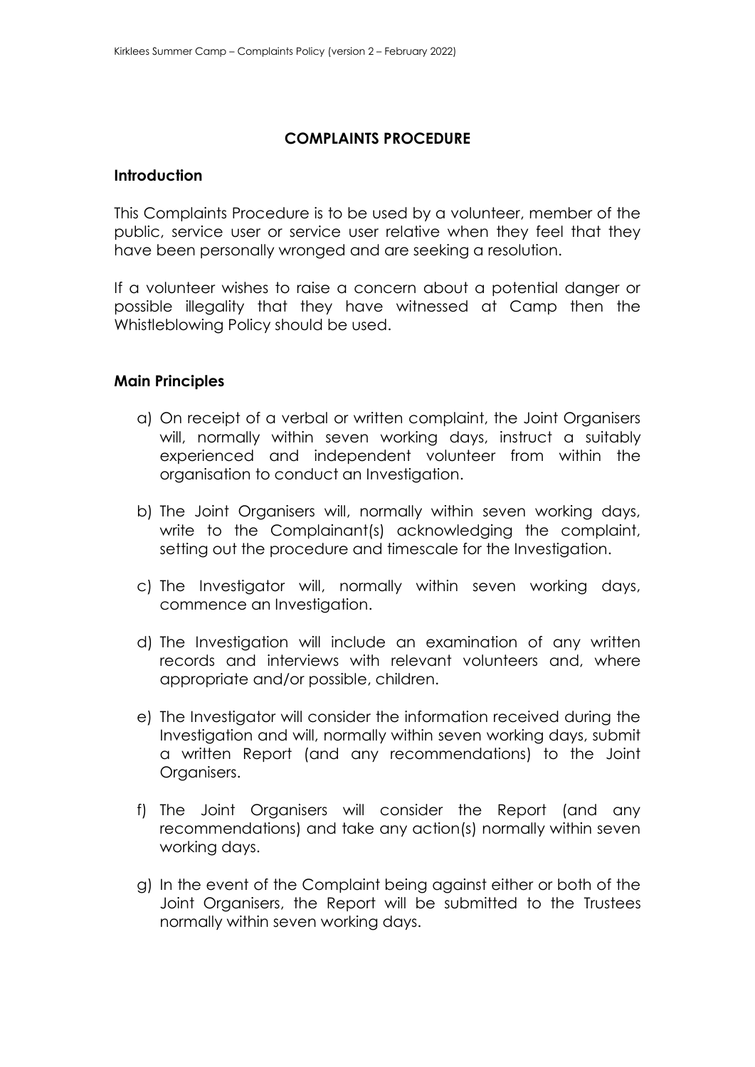## COMPLAINTS PROCEDURE

### Introduction

This Complaints Procedure is to be used by a volunteer, member of the public, service user or service user relative when they feel that they have been personally wronged and are seeking a resolution.

If a volunteer wishes to raise a concern about a potential danger or possible illegality that they have witnessed at Camp then the Whistleblowing Policy should be used.

### Main Principles

a) On receipt of a verbal or written complaint, the Joint Organisers will, normally within seven working days, instruct a suitably experienced and independent volunteer from within the organisation to conduct an Investigation.

b) The Joint Organisers will, normally within seven working days, write to the Complainant(s) acknowledging the complaint, setting out the procedure and timescale for the Investigation.

c) The Investigator will, normally within seven working days, commence an Investigation.

d) The Investigation will include an examination of any written records and interviews with relevant volunteers and, where appropriate and/or possible, children.

e) The Investigator will consider the information received during the Investigation and will, normally within seven working days, submit a written Report (and any recommendations) to the Joint Organisers.

f) The Joint Organisers will consider the Report (and any recommendations) and take any action(s) normally within seven working days.

g) In the event of the Complaint being against either or both of the Joint Organisers, the Report will be submitted to the Trustees normally within seven working days.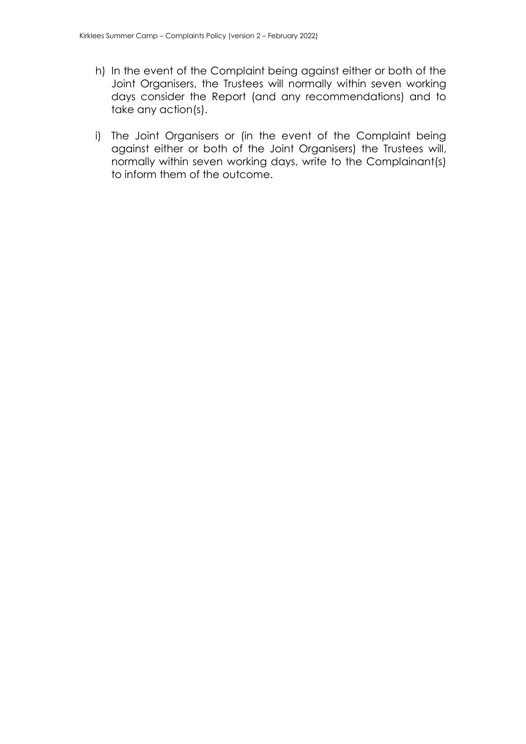h) In the event of the Complaint being against either or both of the Joint Organisers, the Trustees will normally within seven working days consider the Report (and any recommendations) and to take any action(s).

i) The Joint Organisers or (in the event of the Complaint being against either or both of the Joint Organisers) the Trustees will, normally within seven working days, write to the Complainant(s) to inform them of the outcome.